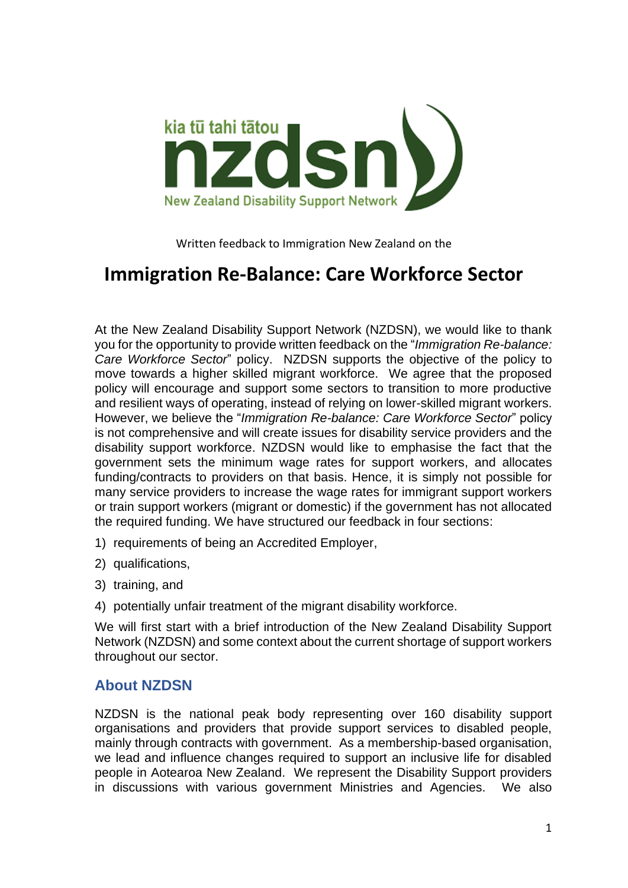kia tū tahi tātou

nzdsn

New Zealand Disability Support Network

Written feedback to Immigration New Zealand on the

# Immigration Re-Balance: Care Workforce Sector

At the New Zealand Disability Support Network (NZDSN), we would like to thank you for the opportunity to provide written feedback on the "*Immigration Re-balance: Care Workforce Sector*" policy. NZDSN supports the objective of the policy to move towards a higher skilled migrant workforce. We agree that the proposed policy will encourage and support some sectors to transition to more productive and resilient ways of operating, instead of relying on lower-skilled migrant workers. However, we believe the "*Immigration Re-balance: Care Workforce Sector*" policy is not comprehensive and will create issues for disability service providers and the disability support workforce. NZDSN would like to emphasise the fact that the government sets the minimum wage rates for support workers, and allocates funding/contracts to providers on that basis. Hence, it is simply not possible for many service providers to increase the wage rates for immigrant support workers or train support workers (migrant or domestic) if the government has not allocated the required funding. We have structured our feedback in four sections:

1) requirements of being an Accredited Employer,
2) qualifications,
3) training, and
4) potentially unfair treatment of the migrant disability workforce.

We will first start with a brief introduction of the New Zealand Disability Support Network (NZDSN) and some context about the current shortage of support workers throughout our sector.

## About NZDSN

NZDSN is the national peak body representing over 160 disability support organisations and providers that provide support services to disabled people, mainly through contracts with government. As a membership-based organisation, we lead and influence changes required to support an inclusive life for disabled people in Aotearoa New Zealand. We represent the Disability Support providers in discussions with various government Ministries and Agencies. We also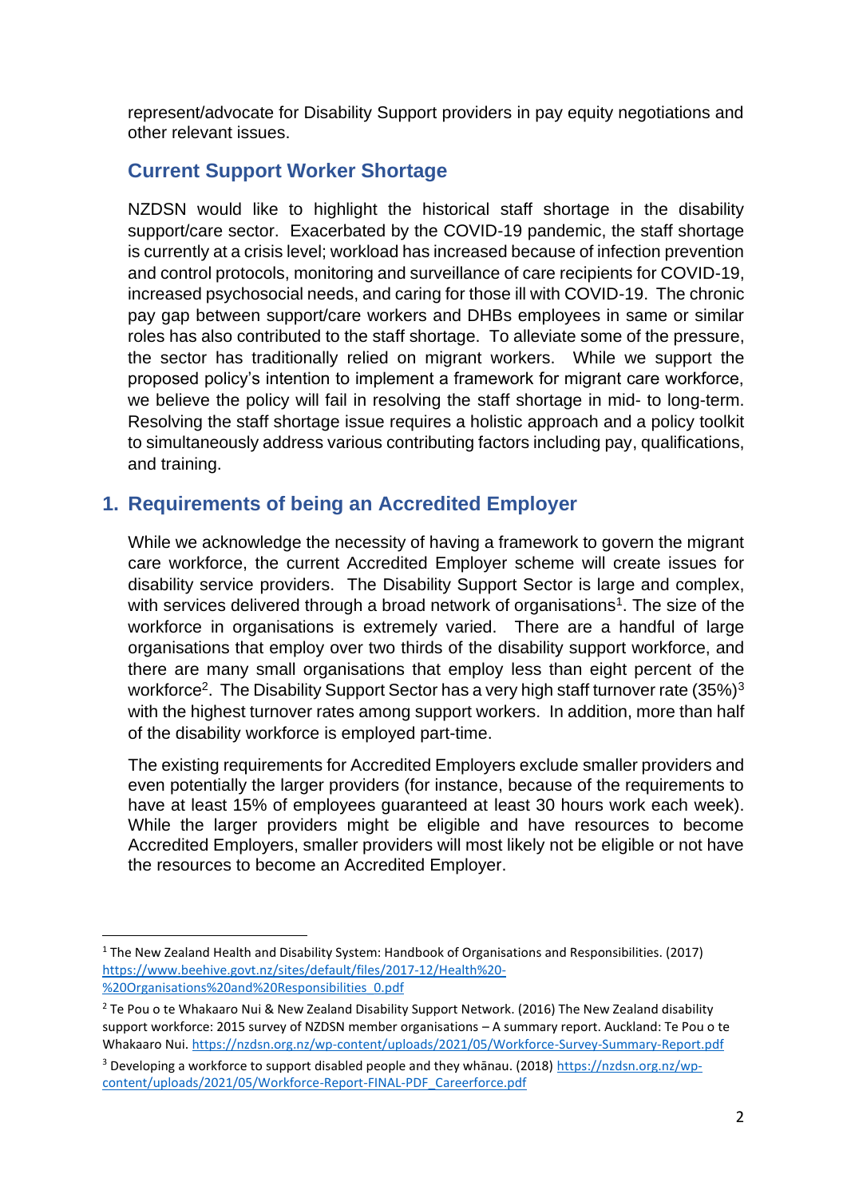represent/advocate for Disability Support providers in pay equity negotiations and other relevant issues.

## Current Support Worker Shortage

NZDSN would like to highlight the historical staff shortage in the disability support/care sector. Exacerbated by the COVID-19 pandemic, the staff shortage is currently at a crisis level; workload has increased because of infection prevention and control protocols, monitoring and surveillance of care recipients for COVID-19, increased psychosocial needs, and caring for those ill with COVID-19. The chronic pay gap between support/care workers and DHBs employees in same or similar roles has also contributed to the staff shortage. To alleviate some of the pressure, the sector has traditionally relied on migrant workers. While we support the proposed policy's intention to implement a framework for migrant care workforce, we believe the policy will fail in resolving the staff shortage in mid- to long-term. Resolving the staff shortage issue requires a holistic approach and a policy toolkit to simultaneously address various contributing factors including pay, qualifications, and training.

## 1. Requirements of being an Accredited Employer

While we acknowledge the necessity of having a framework to govern the migrant care workforce, the current Accredited Employer scheme will create issues for disability service providers. The Disability Support Sector is large and complex, with services delivered through a broad network of organisations[1]. The size of the workforce in organisations is extremely varied. There are a handful of large organisations that employ over two thirds of the disability support workforce, and there are many small organisations that employ less than eight percent of the workforce[2]. The Disability Support Sector has a very high staff turnover rate (35%)[3] with the highest turnover rates among support workers. In addition, more than half of the disability workforce is employed part-time.

The existing requirements for Accredited Employers exclude smaller providers and even potentially the larger providers (for instance, because of the requirements to have at least 15% of employees guaranteed at least 30 hours work each week). While the larger providers might be eligible and have resources to become Accredited Employers, smaller providers will most likely not be eligible or not have the resources to become an Accredited Employer.

---

[1] The New Zealand Health and Disability System: Handbook of Organisations and Responsibilities. (2017) https://www.beehive.govt.nz/sites/default/files/2017-12/Health%20-%20Organisations%20and%20Responsibilities_0.pdf

[2] Te Pou o te Whakaaro Nui & New Zealand Disability Support Network. (2016) The New Zealand disability support workforce: 2015 survey of NZDSN member organisations – A summary report. Auckland: Te Pou o te Whakaaro Nui. https://nzdsn.org.nz/wp-content/uploads/2021/05/Workforce-Survey-Summary-Report.pdf

[3] Developing a workforce to support disabled people and they whānau. (2018) https://nzdsn.org.nz/wp-content/uploads/2021/05/Workforce-Report-FINAL-PDF_Careerforce.pdf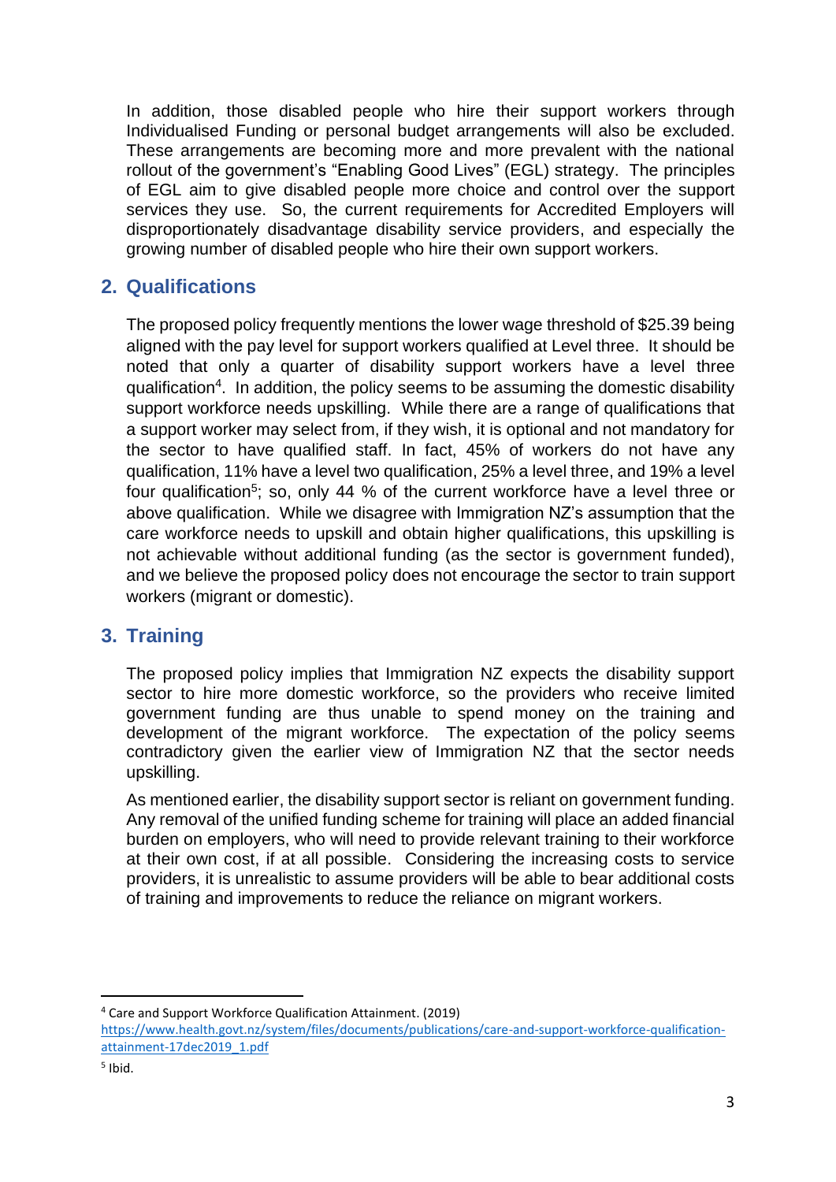In addition, those disabled people who hire their support workers through Individualised Funding or personal budget arrangements will also be excluded. These arrangements are becoming more and more prevalent with the national rollout of the government's "Enabling Good Lives" (EGL) strategy. The principles of EGL aim to give disabled people more choice and control over the support services they use. So, the current requirements for Accredited Employers will disproportionately disadvantage disability service providers, and especially the growing number of disabled people who hire their own support workers.

## 2. Qualifications

The proposed policy frequently mentions the lower wage threshold of $25.39 being aligned with the pay level for support workers qualified at Level three. It should be noted that only a quarter of disability support workers have a level three qualification[4]. In addition, the policy seems to be assuming the domestic disability support workforce needs upskilling. While there are a range of qualifications that a support worker may select from, if they wish, it is optional and not mandatory for the sector to have qualified staff. In fact, 45% of workers do not have any qualification, 11% have a level two qualification, 25% a level three, and 19% a level four qualification[5]; so, only 44 % of the current workforce have a level three or above qualification. While we disagree with Immigration NZ's assumption that the care workforce needs to upskill and obtain higher qualifications, this upskilling is not achievable without additional funding (as the sector is government funded), and we believe the proposed policy does not encourage the sector to train support workers (migrant or domestic).

## 3. Training

The proposed policy implies that Immigration NZ expects the disability support sector to hire more domestic workforce, so the providers who receive limited government funding are thus unable to spend money on the training and development of the migrant workforce. The expectation of the policy seems contradictory given the earlier view of Immigration NZ that the sector needs upskilling.

As mentioned earlier, the disability support sector is reliant on government funding. Any removal of the unified funding scheme for training will place an added financial burden on employers, who will need to provide relevant training to their workforce at their own cost, if at all possible. Considering the increasing costs to service providers, it is unrealistic to assume providers will be able to bear additional costs of training and improvements to reduce the reliance on migrant workers.

---

[4] Care and Support Workforce Qualification Attainment. (2019) https://www.health.govt.nz/system/files/documents/publications/care-and-support-workforce-qualification-attainment-17dec2019_1.pdf

[5] Ibid.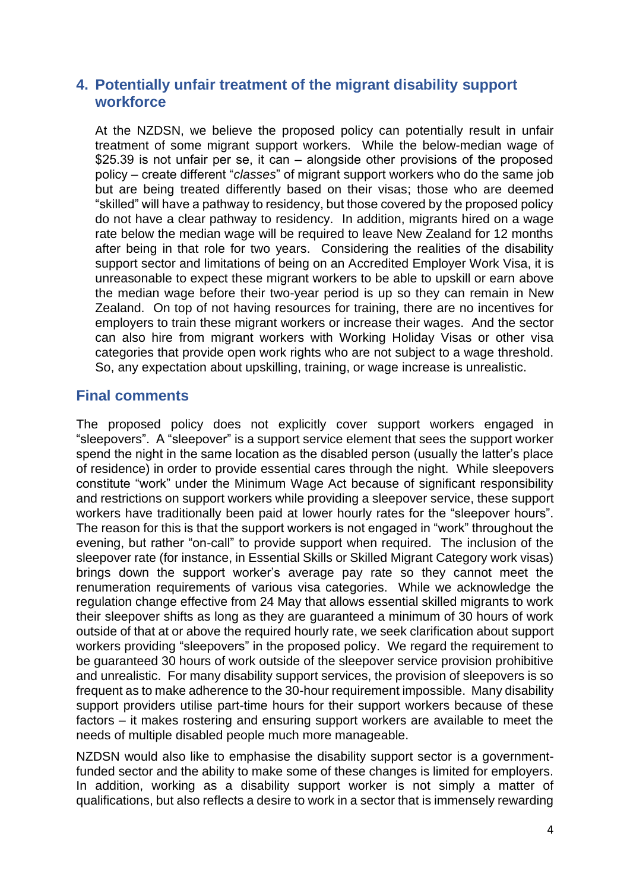## 4. Potentially unfair treatment of the migrant disability support workforce

At the NZDSN, we believe the proposed policy can potentially result in unfair treatment of some migrant support workers. While the below-median wage of $25.39 is not unfair per se, it can – alongside other provisions of the proposed policy – create different "*classes*" of migrant support workers who do the same job but are being treated differently based on their visas; those who are deemed "skilled" will have a pathway to residency, but those covered by the proposed policy do not have a clear pathway to residency. In addition, migrants hired on a wage rate below the median wage will be required to leave New Zealand for 12 months after being in that role for two years. Considering the realities of the disability support sector and limitations of being on an Accredited Employer Work Visa, it is unreasonable to expect these migrant workers to be able to upskill or earn above the median wage before their two-year period is up so they can remain in New Zealand. On top of not having resources for training, there are no incentives for employers to train these migrant workers or increase their wages. And the sector can also hire from migrant workers with Working Holiday Visas or other visa categories that provide open work rights who are not subject to a wage threshold. So, any expectation about upskilling, training, or wage increase is unrealistic.

## Final comments

The proposed policy does not explicitly cover support workers engaged in "sleepovers". A "sleepover" is a support service element that sees the support worker spend the night in the same location as the disabled person (usually the latter's place of residence) in order to provide essential cares through the night. While sleepovers constitute "work" under the Minimum Wage Act because of significant responsibility and restrictions on support workers while providing a sleepover service, these support workers have traditionally been paid at lower hourly rates for the "sleepover hours". The reason for this is that the support workers is not engaged in "work" throughout the evening, but rather "on-call" to provide support when required. The inclusion of the sleepover rate (for instance, in Essential Skills or Skilled Migrant Category work visas) brings down the support worker's average pay rate so they cannot meet the renumeration requirements of various visa categories. While we acknowledge the regulation change effective from 24 May that allows essential skilled migrants to work their sleepover shifts as long as they are guaranteed a minimum of 30 hours of work outside of that at or above the required hourly rate, we seek clarification about support workers providing "sleepovers" in the proposed policy. We regard the requirement to be guaranteed 30 hours of work outside of the sleepover service provision prohibitive and unrealistic. For many disability support services, the provision of sleepovers is so frequent as to make adherence to the 30-hour requirement impossible. Many disability support providers utilise part-time hours for their support workers because of these factors – it makes rostering and ensuring support workers are available to meet the needs of multiple disabled people much more manageable.

NZDSN would also like to emphasise the disability support sector is a government-funded sector and the ability to make some of these changes is limited for employers. In addition, working as a disability support worker is not simply a matter of qualifications, but also reflects a desire to work in a sector that is immensely rewarding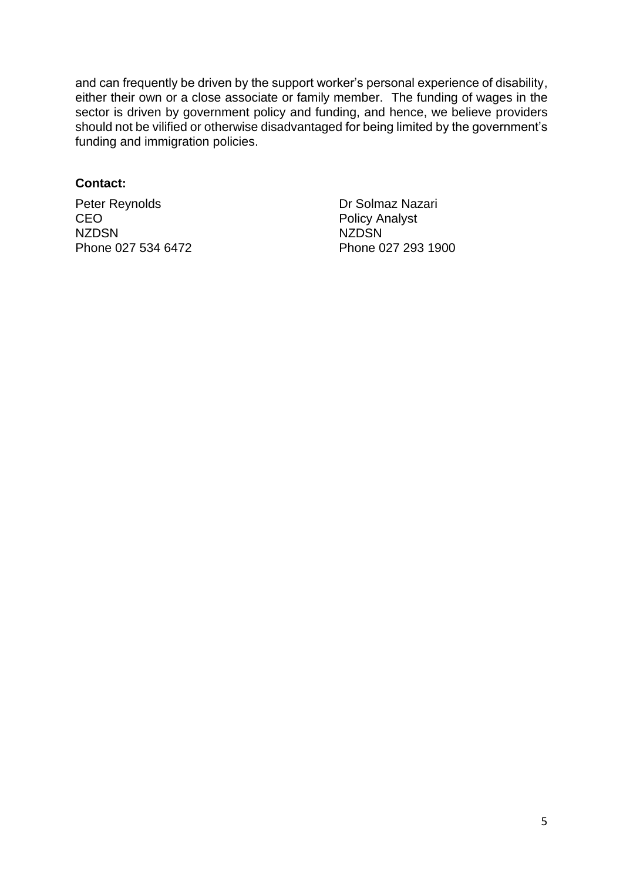and can frequently be driven by the support worker's personal experience of disability, either their own or a close associate or family member. The funding of wages in the sector is driven by government policy and funding, and hence, we believe providers should not be vilified or otherwise disadvantaged for being limited by the government's funding and immigration policies.

**Contact:**

Peter Reynolds
CEO
NZDSN
Phone 027 534 6472

Dr Solmaz Nazari
Policy Analyst
NZDSN
Phone 027 293 1900